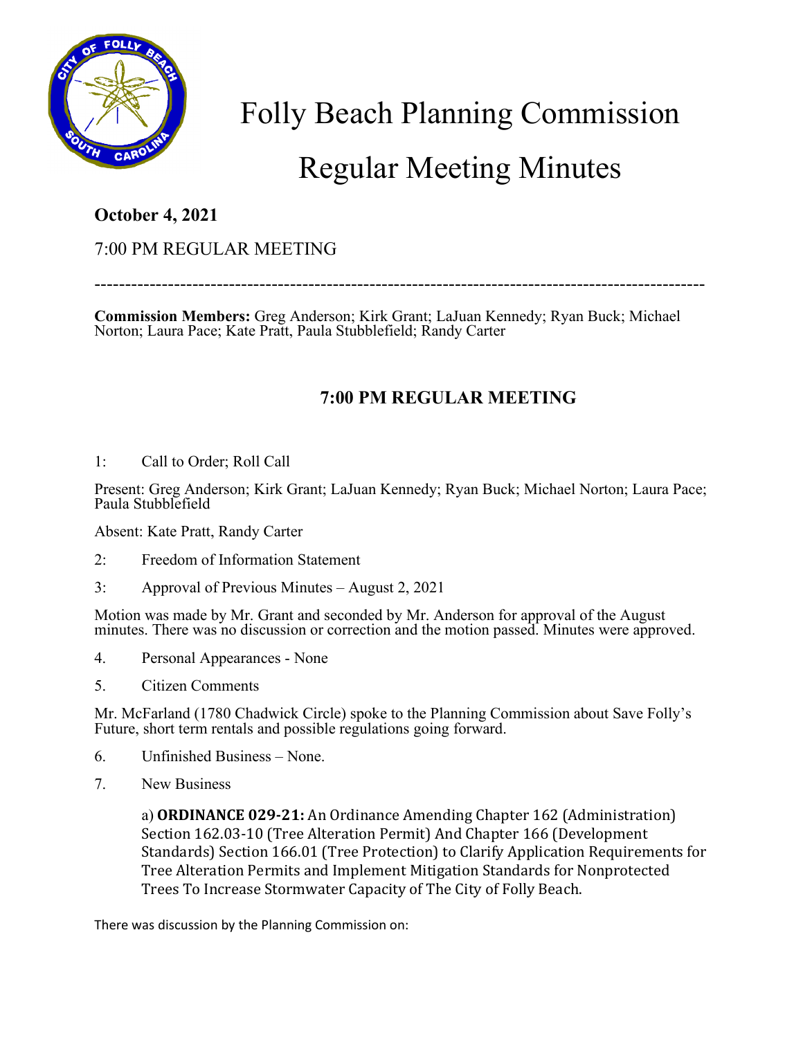# Folly Beach Planning Commission

# Regular Meeting Minutes

**October 4, 2021**

7:00 PM REGULAR MEETING

---

**Commission Members:** Greg Anderson; Kirk Grant; LaJuan Kennedy; Ryan Buck; Michael Norton; Laura Pace; Kate Pratt, Paula Stubblefield; Randy Carter

## 7:00 PM REGULAR MEETING

1: Call to Order; Roll Call

Present: Greg Anderson; Kirk Grant; LaJuan Kennedy; Ryan Buck; Michael Norton; Laura Pace; Paula Stubblefield

Absent: Kate Pratt, Randy Carter

2: Freedom of Information Statement

3: Approval of Previous Minutes – August 2, 2021

Motion was made by Mr. Grant and seconded by Mr. Anderson for approval of the August minutes. There was no discussion or correction and the motion passed. Minutes were approved.

4. Personal Appearances - None

5. Citizen Comments

Mr. McFarland (1780 Chadwick Circle) spoke to the Planning Commission about Save Folly's Future, short term rentals and possible regulations going forward.

6. Unfinished Business – None.

7. New Business

a) **ORDINANCE 029-21:** An Ordinance Amending Chapter 162 (Administration) Section 162.03-10 (Tree Alteration Permit) And Chapter 166 (Development Standards) Section 166.01 (Tree Protection) to Clarify Application Requirements for Tree Alteration Permits and Implement Mitigation Standards for Nonprotected Trees To Increase Stormwater Capacity of The City of Folly Beach.

There was discussion by the Planning Commission on: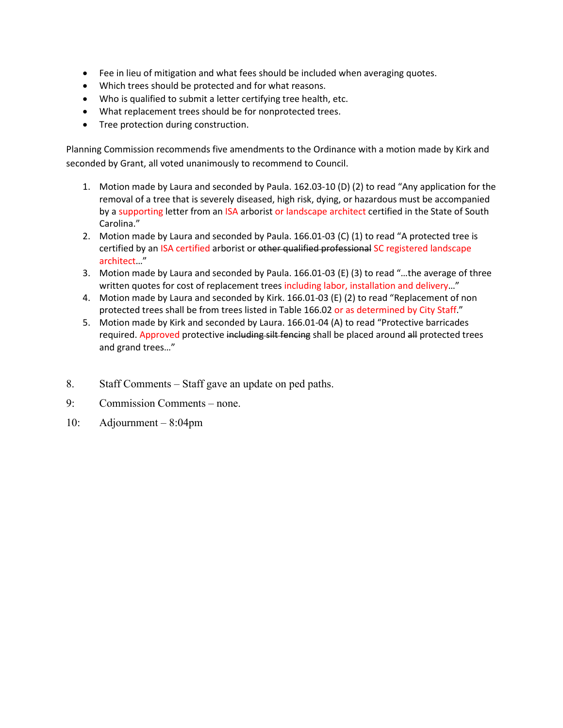- Fee in lieu of mitigation and what fees should be included when averaging quotes.
- Which trees should be protected and for what reasons.
- Who is qualified to submit a letter certifying tree health, etc.
- What replacement trees should be for nonprotected trees.
- Tree protection during construction.

Planning Commission recommends five amendments to the Ordinance with a motion made by Kirk and seconded by Grant, all voted unanimously to recommend to Council.

1. Motion made by Laura and seconded by Paula. 162.03-10 (D) (2) to read "Any application for the removal of a tree that is severely diseased, high risk, dying, or hazardous must be accompanied by a supporting letter from an ISA arborist or landscape architect certified in the State of South Carolina."
2. Motion made by Laura and seconded by Paula. 166.01-03 (C) (1) to read "A protected tree is certified by an ISA certified arborist or ~~other qualified professional~~ SC registered landscape architect…"
3. Motion made by Laura and seconded by Paula. 166.01-03 (E) (3) to read "…the average of three written quotes for cost of replacement trees including labor, installation and delivery…"
4. Motion made by Laura and seconded by Kirk. 166.01-03 (E) (2) to read "Replacement of non protected trees shall be from trees listed in Table 166.02 or as determined by City Staff."
5. Motion made by Kirk and seconded by Laura. 166.01-04 (A) to read "Protective barricades required. Approved protective ~~including silt fencing~~ shall be placed around ~~all~~ protected trees and grand trees…"

8. Staff Comments – Staff gave an update on ped paths.

9: Commission Comments – none.

10: Adjournment – 8:04pm